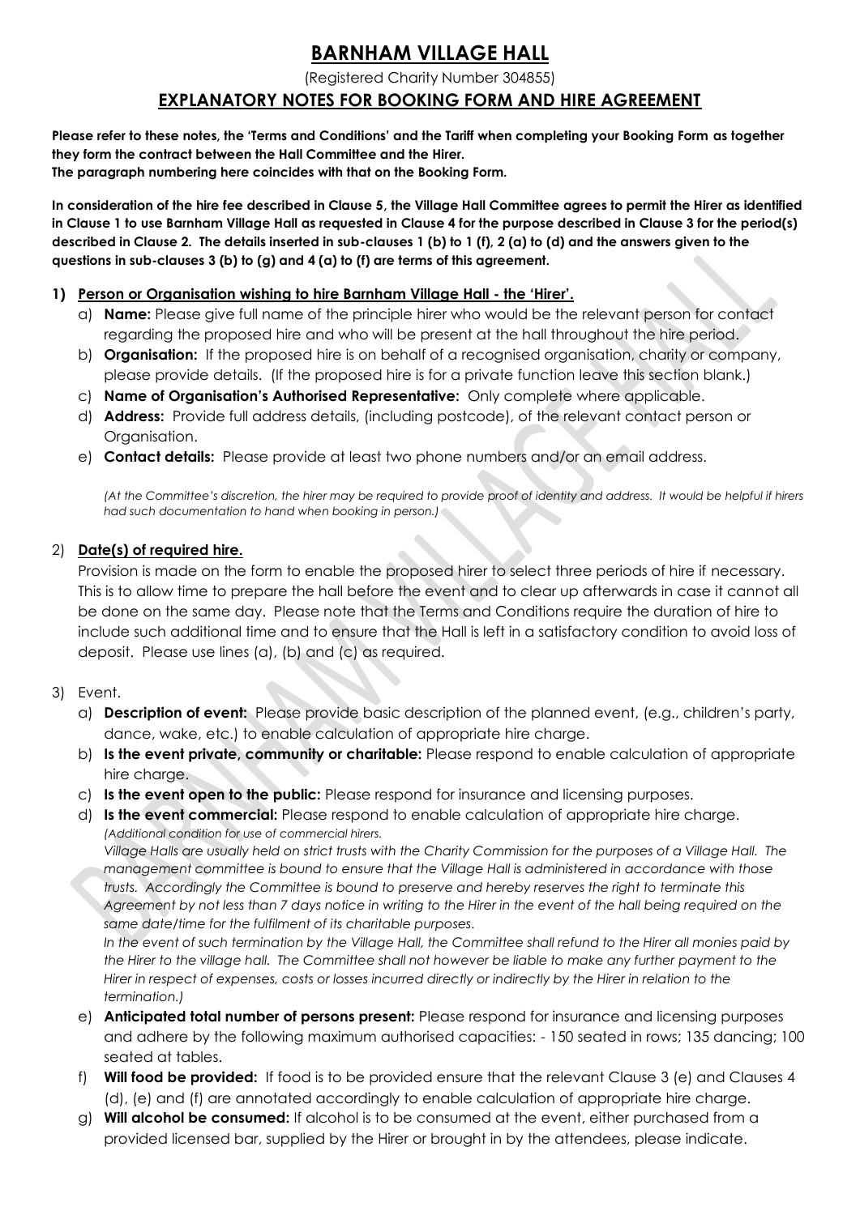# BARNHAM VILLAGE HALL

(Registered Charity Number 304855)

## EXPLANATORY NOTES FOR BOOKING FORM AND HIRE AGREEMENT

**Please refer to these notes, the 'Terms and Conditions' and the Tariff when completing your Booking Form as together they form the contract between the Hall Committee and the Hirer.**
**The paragraph numbering here coincides with that on the Booking Form.**

**In consideration of the hire fee described in Clause 5, the Village Hall Committee agrees to permit the Hirer as identified in Clause 1 to use Barnham Village Hall as requested in Clause 4 for the purpose described in Clause 3 for the period(s) described in Clause 2. The details inserted in sub-clauses 1 (b) to 1 (f), 2 (a) to (d) and the answers given to the questions in sub-clauses 3 (b) to (g) and 4 (a) to (f) are terms of this agreement.**

1) **Person or Organisation wishing to hire Barnham Village Hall - the 'Hirer'.**
   a) **Name:** Please give full name of the principle hirer who would be the relevant person for contact regarding the proposed hire and who will be present at the hall throughout the hire period.
   b) **Organisation:** If the proposed hire is on behalf of a recognised organisation, charity or company, please provide details. (If the proposed hire is for a private function leave this section blank.)
   c) **Name of Organisation's Authorised Representative:** Only complete where applicable.
   d) **Address:** Provide full address details, (including postcode), of the relevant contact person or Organisation.
   e) **Contact details:** Please provide at least two phone numbers and/or an email address.

   *(At the Committee's discretion, the hirer may be required to provide proof of identity and address. It would be helpful if hirers had such documentation to hand when booking in person.)*

2) **Date(s) of required hire.**

   Provision is made on the form to enable the proposed hirer to select three periods of hire if necessary. This is to allow time to prepare the hall before the event and to clear up afterwards in case it cannot all be done on the same day. Please note that the Terms and Conditions require the duration of hire to include such additional time and to ensure that the Hall is left in a satisfactory condition to avoid loss of deposit. Please use lines (a), (b) and (c) as required.

3) Event.
   a) **Description of event:** Please provide basic description of the planned event, (e.g., children's party, dance, wake, etc.) to enable calculation of appropriate hire charge.
   b) **Is the event private, community or charitable:** Please respond to enable calculation of appropriate hire charge.
   c) **Is the event open to the public:** Please respond for insurance and licensing purposes.
   d) **Is the event commercial:** Please respond to enable calculation of appropriate hire charge.
      *(Additional condition for use of commercial hirers.*
      *Village Halls are usually held on strict trusts with the Charity Commission for the purposes of a Village Hall. The management committee is bound to ensure that the Village Hall is administered in accordance with those trusts. Accordingly the Committee is bound to preserve and hereby reserves the right to terminate this Agreement by not less than 7 days notice in writing to the Hirer in the event of the hall being required on the same date/time for the fulfilment of its charitable purposes.*
      *In the event of such termination by the Village Hall, the Committee shall refund to the Hirer all monies paid by the Hirer to the village hall. The Committee shall not however be liable to make any further payment to the Hirer in respect of expenses, costs or losses incurred directly or indirectly by the Hirer in relation to the termination.)*
   e) **Anticipated total number of persons present:** Please respond for insurance and licensing purposes and adhere by the following maximum authorised capacities: - 150 seated in rows; 135 dancing; 100 seated at tables.
   f) **Will food be provided:** If food is to be provided ensure that the relevant Clause 3 (e) and Clauses 4 (d), (e) and (f) are annotated accordingly to enable calculation of appropriate hire charge.
   g) **Will alcohol be consumed:** If alcohol is to be consumed at the event, either purchased from a provided licensed bar, supplied by the Hirer or brought in by the attendees, please indicate.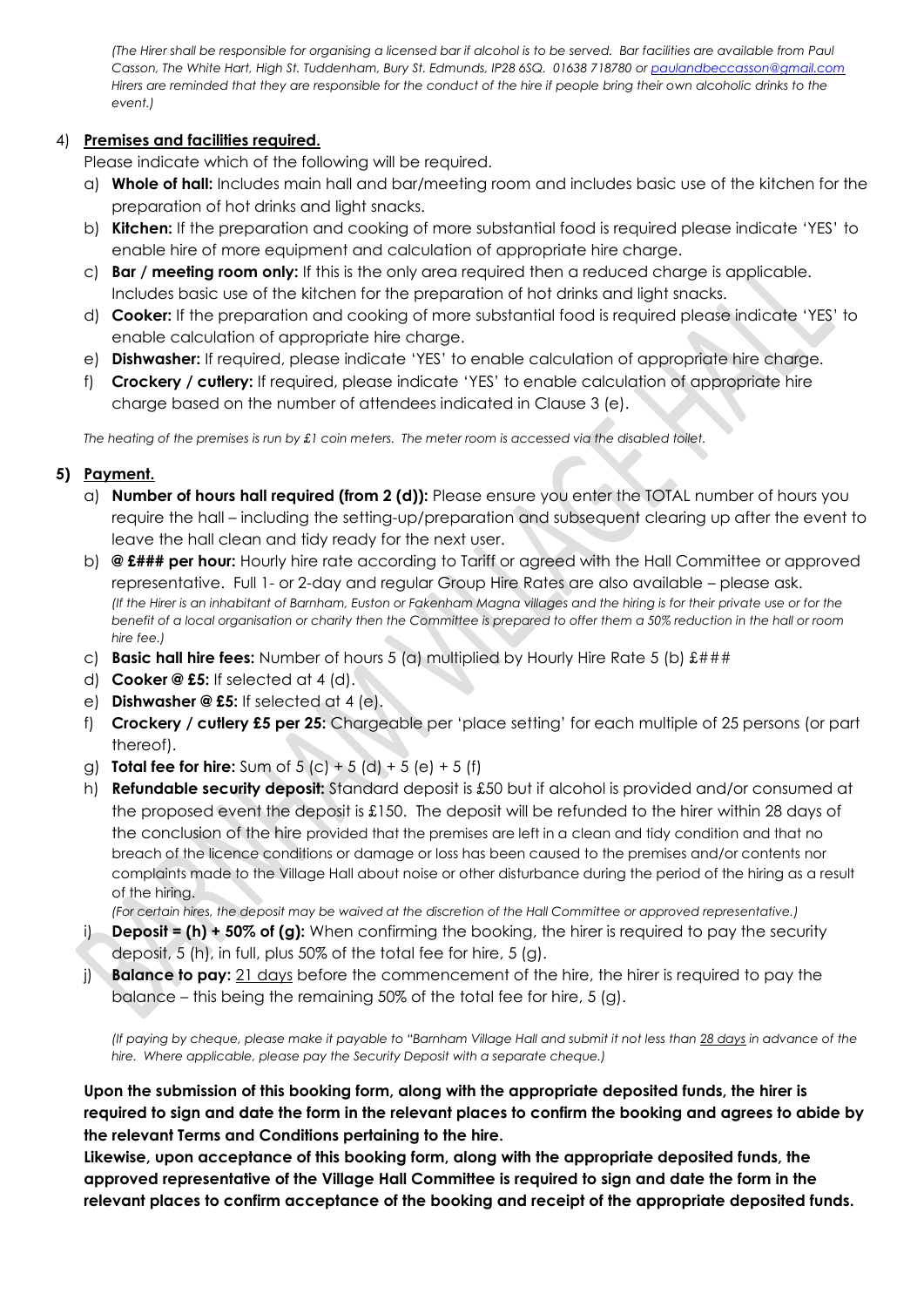*(The Hirer shall be responsible for organising a licensed bar if alcohol is to be served. Bar facilities are available from Paul Casson, The White Hart, High St. Tuddenham, Bury St. Edmunds, IP28 6SQ. 01638 718780 or paulandbeccasson@gmail.com Hirers are reminded that they are responsible for the conduct of the hire if people bring their own alcoholic drinks to the event.)*

4) **Premises and facilities required.**

Please indicate which of the following will be required.

a) **Whole of hall:** Includes main hall and bar/meeting room and includes basic use of the kitchen for the preparation of hot drinks and light snacks.
b) **Kitchen:** If the preparation and cooking of more substantial food is required please indicate 'YES' to enable hire of more equipment and calculation of appropriate hire charge.
c) **Bar / meeting room only:** If this is the only area required then a reduced charge is applicable. Includes basic use of the kitchen for the preparation of hot drinks and light snacks.
d) **Cooker:** If the preparation and cooking of more substantial food is required please indicate 'YES' to enable calculation of appropriate hire charge.
e) **Dishwasher:** If required, please indicate 'YES' to enable calculation of appropriate hire charge.
f) **Crockery / cutlery:** If required, please indicate 'YES' to enable calculation of appropriate hire charge based on the number of attendees indicated in Clause 3 (e).

*The heating of the premises is run by £1 coin meters. The meter room is accessed via the disabled toilet.*

5) **Payment.**

a) **Number of hours hall required (from 2 (d)):** Please ensure you enter the TOTAL number of hours you require the hall – including the setting-up/preparation and subsequent clearing up after the event to leave the hall clean and tidy ready for the next user.
b) **@ £### per hour:** Hourly hire rate according to Tariff or agreed with the Hall Committee or approved representative. Full 1- or 2-day and regular Group Hire Rates are also available – please ask. *(If the Hirer is an inhabitant of Barnham, Euston or Fakenham Magna villages and the hiring is for their private use or for the benefit of a local organisation or charity then the Committee is prepared to offer them a 50% reduction in the hall or room hire fee.)*
c) **Basic hall hire fees:** Number of hours 5 (a) multiplied by Hourly Hire Rate 5 (b) £###
d) **Cooker @ £5:** If selected at 4 (d).
e) **Dishwasher @ £5:** If selected at 4 (e).
f) **Crockery / cutlery £5 per 25:** Chargeable per 'place setting' for each multiple of 25 persons (or part thereof).
g) **Total fee for hire:** Sum of 5 (c) + 5 (d) + 5 (e) + 5 (f)
h) **Refundable security deposit:** Standard deposit is £50 but if alcohol is provided and/or consumed at the proposed event the deposit is £150. The deposit will be refunded to the hirer within 28 days of the conclusion of the hire provided that the premises are left in a clean and tidy condition and that no breach of the licence conditions or damage or loss has been caused to the premises and/or contents nor complaints made to the Village Hall about noise or other disturbance during the period of the hiring as a result of the hiring.
*(For certain hires, the deposit may be waived at the discretion of the Hall Committee or approved representative.)*
i) **Deposit = (h) + 50% of (g):** When confirming the booking, the hirer is required to pay the security deposit, 5 (h), in full, plus 50% of the total fee for hire, 5 (g).
j) **Balance to pay:** <u>21 days</u> before the commencement of the hire, the hirer is required to pay the balance – this being the remaining 50% of the total fee for hire, 5 (g).

*(If paying by cheque, please make it payable to "Barnham Village Hall and submit it not less than <u>28 days</u> in advance of the hire. Where applicable, please pay the Security Deposit with a separate cheque.)*

**Upon the submission of this booking form, along with the appropriate deposited funds, the hirer is required to sign and date the form in the relevant places to confirm the booking and agrees to abide by the relevant Terms and Conditions pertaining to the hire.**

**Likewise, upon acceptance of this booking form, along with the appropriate deposited funds, the approved representative of the Village Hall Committee is required to sign and date the form in the relevant places to confirm acceptance of the booking and receipt of the appropriate deposited funds.**